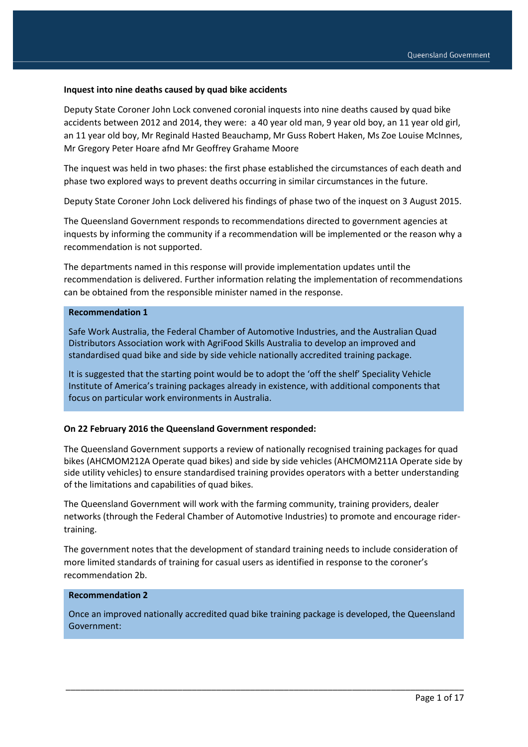**Inquest into nine deaths caused by quad bike accidents**

Deputy State Coroner John Lock convened coronial inquests into nine deaths caused by quad bike accidents between 2012 and 2014, they were: a 40 year old man, 9 year old boy, an 11 year old girl, an 11 year old boy, Mr Reginald Hasted Beauchamp, Mr Guss Robert Haken, Ms Zoe Louise McInnes, Mr Gregory Peter Hoare afnd Mr Geoffrey Grahame Moore

The inquest was held in two phases: the first phase established the circumstances of each death and phase two explored ways to prevent deaths occurring in similar circumstances in the future.

Deputy State Coroner John Lock delivered his findings of phase two of the inquest on 3 August 2015.

The Queensland Government responds to recommendations directed to government agencies at inquests by informing the community if a recommendation will be implemented or the reason why a recommendation is not supported.

The departments named in this response will provide implementation updates until the recommendation is delivered. Further information relating the implementation of recommendations can be obtained from the responsible minister named in the response.

**Recommendation 1**

Safe Work Australia, the Federal Chamber of Automotive Industries, and the Australian Quad Distributors Association work with AgriFood Skills Australia to develop an improved and standardised quad bike and side by side vehicle nationally accredited training package.

It is suggested that the starting point would be to adopt the 'off the shelf' Speciality Vehicle Institute of America's training packages already in existence, with additional components that focus on particular work environments in Australia.

**On 22 February 2016 the Queensland Government responded:**

The Queensland Government supports a review of nationally recognised training packages for quad bikes (AHCMOM212A Operate quad bikes) and side by side vehicles (AHCMOM211A Operate side by side utility vehicles) to ensure standardised training provides operators with a better understanding of the limitations and capabilities of quad bikes.

The Queensland Government will work with the farming community, training providers, dealer networks (through the Federal Chamber of Automotive Industries) to promote and encourage rider-training.

The government notes that the development of standard training needs to include consideration of more limited standards of training for casual users as identified in response to the coroner's recommendation 2b.

**Recommendation 2**

Once an improved nationally accredited quad bike training package is developed, the Queensland Government: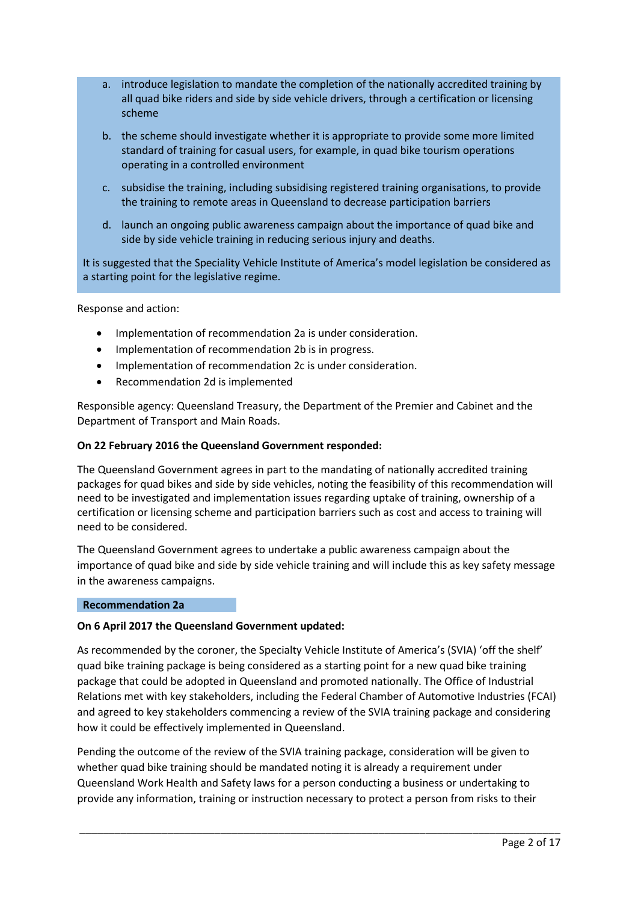a. introduce legislation to mandate the completion of the nationally accredited training by all quad bike riders and side by side vehicle drivers, through a certification or licensing scheme

b. the scheme should investigate whether it is appropriate to provide some more limited standard of training for casual users, for example, in quad bike tourism operations operating in a controlled environment

c. subsidise the training, including subsidising registered training organisations, to provide the training to remote areas in Queensland to decrease participation barriers

d. launch an ongoing public awareness campaign about the importance of quad bike and side by side vehicle training in reducing serious injury and deaths.

It is suggested that the Speciality Vehicle Institute of America's model legislation be considered as a starting point for the legislative regime.

Response and action:

- Implementation of recommendation 2a is under consideration.
- Implementation of recommendation 2b is in progress.
- Implementation of recommendation 2c is under consideration.
- Recommendation 2d is implemented

Responsible agency: Queensland Treasury, the Department of the Premier and Cabinet and the Department of Transport and Main Roads.

**On 22 February 2016 the Queensland Government responded:**

The Queensland Government agrees in part to the mandating of nationally accredited training packages for quad bikes and side by side vehicles, noting the feasibility of this recommendation will need to be investigated and implementation issues regarding uptake of training, ownership of a certification or licensing scheme and participation barriers such as cost and access to training will need to be considered.

The Queensland Government agrees to undertake a public awareness campaign about the importance of quad bike and side by side vehicle training and will include this as key safety message in the awareness campaigns.

**Recommendation 2a**

**On 6 April 2017 the Queensland Government updated:**

As recommended by the coroner, the Specialty Vehicle Institute of America's (SVIA) 'off the shelf' quad bike training package is being considered as a starting point for a new quad bike training package that could be adopted in Queensland and promoted nationally. The Office of Industrial Relations met with key stakeholders, including the Federal Chamber of Automotive Industries (FCAI) and agreed to key stakeholders commencing a review of the SVIA training package and considering how it could be effectively implemented in Queensland.

Pending the outcome of the review of the SVIA training package, consideration will be given to whether quad bike training should be mandated noting it is already a requirement under Queensland Work Health and Safety laws for a person conducting a business or undertaking to provide any information, training or instruction necessary to protect a person from risks to their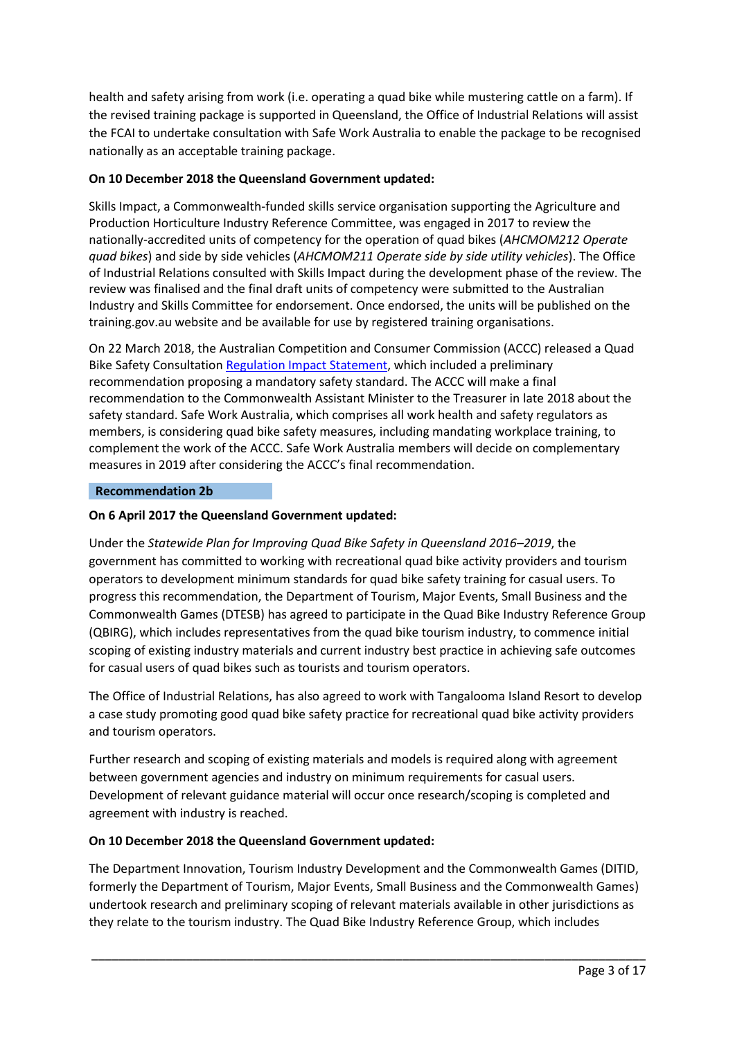health and safety arising from work (i.e. operating a quad bike while mustering cattle on a farm). If the revised training package is supported in Queensland, the Office of Industrial Relations will assist the FCAI to undertake consultation with Safe Work Australia to enable the package to be recognised nationally as an acceptable training package.

**On 10 December 2018 the Queensland Government updated:**

Skills Impact, a Commonwealth-funded skills service organisation supporting the Agriculture and Production Horticulture Industry Reference Committee, was engaged in 2017 to review the nationally-accredited units of competency for the operation of quad bikes (*AHCMOM212 Operate quad bikes*) and side by side vehicles (*AHCMOM211 Operate side by side utility vehicles*). The Office of Industrial Relations consulted with Skills Impact during the development phase of the review. The review was finalised and the final draft units of competency were submitted to the Australian Industry and Skills Committee for endorsement. Once endorsed, the units will be published on the training.gov.au website and be available for use by registered training organisations.

On 22 March 2018, the Australian Competition and Consumer Commission (ACCC) released a Quad Bike Safety Consultation Regulation Impact Statement, which included a preliminary recommendation proposing a mandatory safety standard. The ACCC will make a final recommendation to the Commonwealth Assistant Minister to the Treasurer in late 2018 about the safety standard. Safe Work Australia, which comprises all work health and safety regulators as members, is considering quad bike safety measures, including mandating workplace training, to complement the work of the ACCC. Safe Work Australia members will decide on complementary measures in 2019 after considering the ACCC's final recommendation.

**Recommendation 2b**

**On 6 April 2017 the Queensland Government updated:**

Under the *Statewide Plan for Improving Quad Bike Safety in Queensland 2016–2019*, the government has committed to working with recreational quad bike activity providers and tourism operators to development minimum standards for quad bike safety training for casual users. To progress this recommendation, the Department of Tourism, Major Events, Small Business and the Commonwealth Games (DTESB) has agreed to participate in the Quad Bike Industry Reference Group (QBIRG), which includes representatives from the quad bike tourism industry, to commence initial scoping of existing industry materials and current industry best practice in achieving safe outcomes for casual users of quad bikes such as tourists and tourism operators.

The Office of Industrial Relations, has also agreed to work with Tangalooma Island Resort to develop a case study promoting good quad bike safety practice for recreational quad bike activity providers and tourism operators.

Further research and scoping of existing materials and models is required along with agreement between government agencies and industry on minimum requirements for casual users. Development of relevant guidance material will occur once research/scoping is completed and agreement with industry is reached.

**On 10 December 2018 the Queensland Government updated:**

The Department Innovation, Tourism Industry Development and the Commonwealth Games (DITID, formerly the Department of Tourism, Major Events, Small Business and the Commonwealth Games) undertook research and preliminary scoping of relevant materials available in other jurisdictions as they relate to the tourism industry. The Quad Bike Industry Reference Group, which includes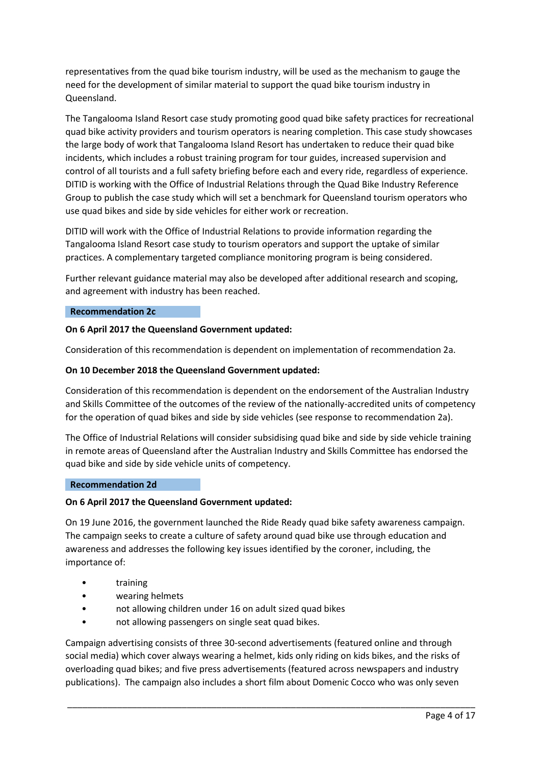representatives from the quad bike tourism industry, will be used as the mechanism to gauge the need for the development of similar material to support the quad bike tourism industry in Queensland.

The Tangalooma Island Resort case study promoting good quad bike safety practices for recreational quad bike activity providers and tourism operators is nearing completion. This case study showcases the large body of work that Tangalooma Island Resort has undertaken to reduce their quad bike incidents, which includes a robust training program for tour guides, increased supervision and control of all tourists and a full safety briefing before each and every ride, regardless of experience. DITID is working with the Office of Industrial Relations through the Quad Bike Industry Reference Group to publish the case study which will set a benchmark for Queensland tourism operators who use quad bikes and side by side vehicles for either work or recreation.

DITID will work with the Office of Industrial Relations to provide information regarding the Tangalooma Island Resort case study to tourism operators and support the uptake of similar practices. A complementary targeted compliance monitoring program is being considered.

Further relevant guidance material may also be developed after additional research and scoping, and agreement with industry has been reached.

### Recommendation 2c

**On 6 April 2017 the Queensland Government updated:**

Consideration of this recommendation is dependent on implementation of recommendation 2a.

**On 10 December 2018 the Queensland Government updated:**

Consideration of this recommendation is dependent on the endorsement of the Australian Industry and Skills Committee of the outcomes of the review of the nationally-accredited units of competency for the operation of quad bikes and side by side vehicles (see response to recommendation 2a).

The Office of Industrial Relations will consider subsidising quad bike and side by side vehicle training in remote areas of Queensland after the Australian Industry and Skills Committee has endorsed the quad bike and side by side vehicle units of competency.

### Recommendation 2d

**On 6 April 2017 the Queensland Government updated:**

On 19 June 2016, the government launched the Ride Ready quad bike safety awareness campaign. The campaign seeks to create a culture of safety around quad bike use through education and awareness and addresses the following key issues identified by the coroner, including, the importance of:

- training
- wearing helmets
- not allowing children under 16 on adult sized quad bikes
- not allowing passengers on single seat quad bikes.

Campaign advertising consists of three 30-second advertisements (featured online and through social media) which cover always wearing a helmet, kids only riding on kids bikes, and the risks of overloading quad bikes; and five press advertisements (featured across newspapers and industry publications). The campaign also includes a short film about Domenic Cocco who was only seven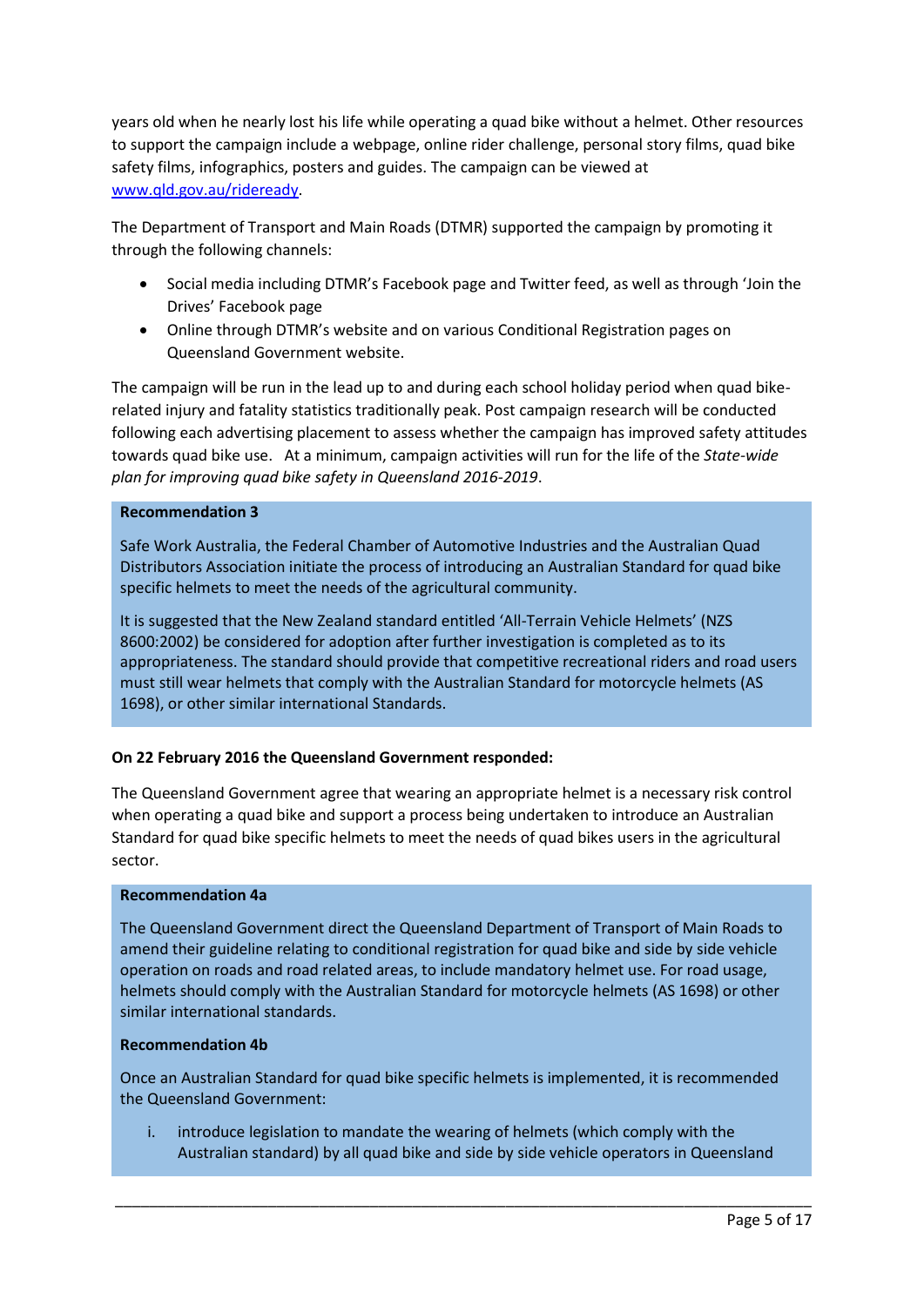years old when he nearly lost his life while operating a quad bike without a helmet. Other resources to support the campaign include a webpage, online rider challenge, personal story films, quad bike safety films, infographics, posters and guides. The campaign can be viewed at [www.qld.gov.au/rideready](www.qld.gov.au/rideready).

The Department of Transport and Main Roads (DTMR) supported the campaign by promoting it through the following channels:

- Social media including DTMR's Facebook page and Twitter feed, as well as through 'Join the Drives' Facebook page
- Online through DTMR's website and on various Conditional Registration pages on Queensland Government website.

The campaign will be run in the lead up to and during each school holiday period when quad bike-related injury and fatality statistics traditionally peak. Post campaign research will be conducted following each advertising placement to assess whether the campaign has improved safety attitudes towards quad bike use. At a minimum, campaign activities will run for the life of the *State-wide plan for improving quad bike safety in Queensland 2016-2019*.

**Recommendation 3**

Safe Work Australia, the Federal Chamber of Automotive Industries and the Australian Quad Distributors Association initiate the process of introducing an Australian Standard for quad bike specific helmets to meet the needs of the agricultural community.

It is suggested that the New Zealand standard entitled 'All-Terrain Vehicle Helmets' (NZS 8600:2002) be considered for adoption after further investigation is completed as to its appropriateness. The standard should provide that competitive recreational riders and road users must still wear helmets that comply with the Australian Standard for motorcycle helmets (AS 1698), or other similar international Standards.

**On 22 February 2016 the Queensland Government responded:**

The Queensland Government agree that wearing an appropriate helmet is a necessary risk control when operating a quad bike and support a process being undertaken to introduce an Australian Standard for quad bike specific helmets to meet the needs of quad bikes users in the agricultural sector.

**Recommendation 4a**

The Queensland Government direct the Queensland Department of Transport of Main Roads to amend their guideline relating to conditional registration for quad bike and side by side vehicle operation on roads and road related areas, to include mandatory helmet use. For road usage, helmets should comply with the Australian Standard for motorcycle helmets (AS 1698) or other similar international standards.

**Recommendation 4b**

Once an Australian Standard for quad bike specific helmets is implemented, it is recommended the Queensland Government:

i. introduce legislation to mandate the wearing of helmets (which comply with the Australian standard) by all quad bike and side by side vehicle operators in Queensland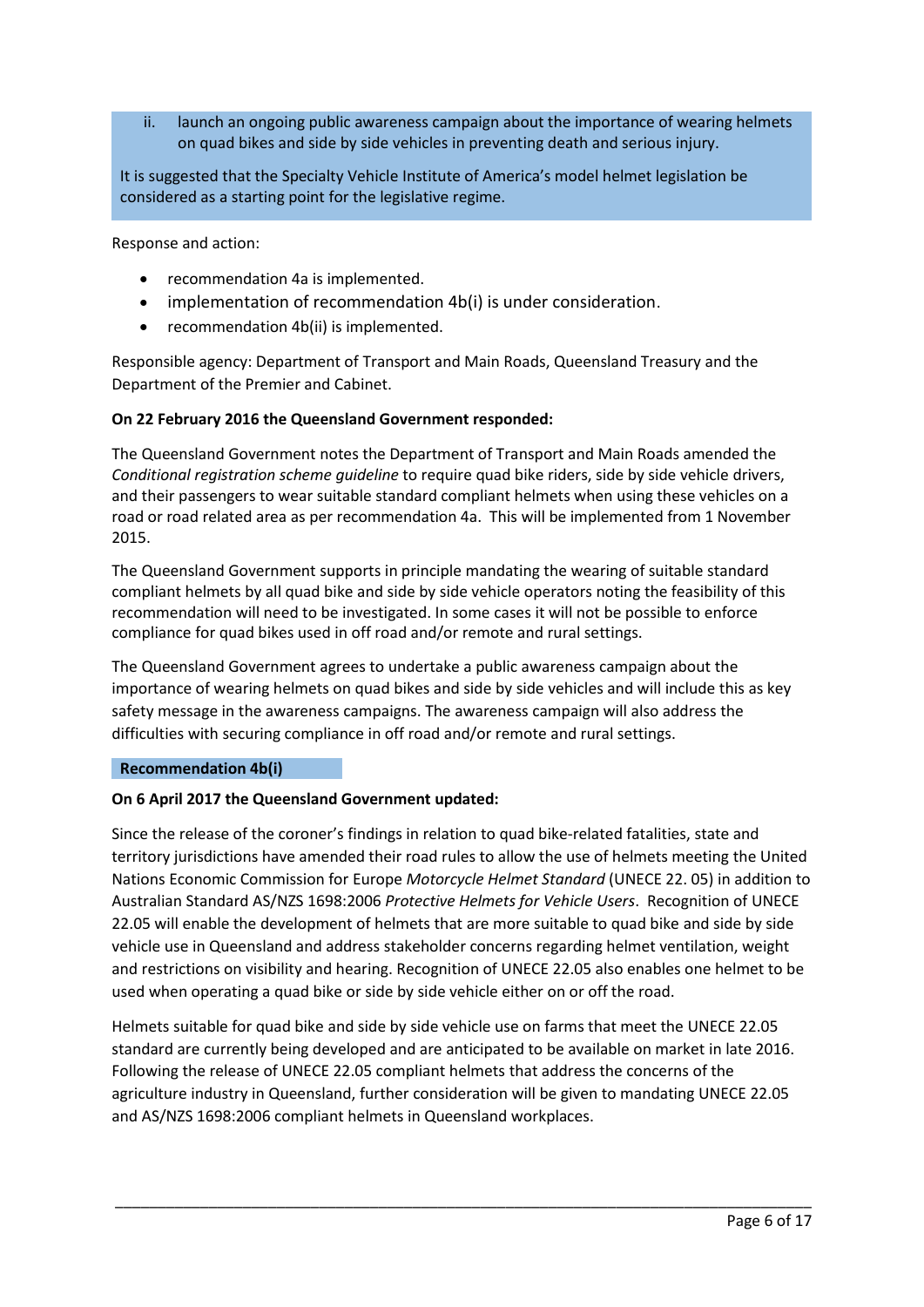ii. launch an ongoing public awareness campaign about the importance of wearing helmets on quad bikes and side by side vehicles in preventing death and serious injury.

It is suggested that the Specialty Vehicle Institute of America's model helmet legislation be considered as a starting point for the legislative regime.

Response and action:

- recommendation 4a is implemented.
- implementation of recommendation 4b(i) is under consideration.
- recommendation 4b(ii) is implemented.

Responsible agency: Department of Transport and Main Roads, Queensland Treasury and the Department of the Premier and Cabinet.

**On 22 February 2016 the Queensland Government responded:**

The Queensland Government notes the Department of Transport and Main Roads amended the *Conditional registration scheme guideline* to require quad bike riders, side by side vehicle drivers, and their passengers to wear suitable standard compliant helmets when using these vehicles on a road or road related area as per recommendation 4a. This will be implemented from 1 November 2015.

The Queensland Government supports in principle mandating the wearing of suitable standard compliant helmets by all quad bike and side by side vehicle operators noting the feasibility of this recommendation will need to be investigated. In some cases it will not be possible to enforce compliance for quad bikes used in off road and/or remote and rural settings.

The Queensland Government agrees to undertake a public awareness campaign about the importance of wearing helmets on quad bikes and side by side vehicles and will include this as key safety message in the awareness campaigns. The awareness campaign will also address the difficulties with securing compliance in off road and/or remote and rural settings.

**Recommendation 4b(i)**

**On 6 April 2017 the Queensland Government updated:**

Since the release of the coroner's findings in relation to quad bike-related fatalities, state and territory jurisdictions have amended their road rules to allow the use of helmets meeting the United Nations Economic Commission for Europe *Motorcycle Helmet Standard* (UNECE 22. 05) in addition to Australian Standard AS/NZS 1698:2006 *Protective Helmets for Vehicle Users*. Recognition of UNECE 22.05 will enable the development of helmets that are more suitable to quad bike and side by side vehicle use in Queensland and address stakeholder concerns regarding helmet ventilation, weight and restrictions on visibility and hearing. Recognition of UNECE 22.05 also enables one helmet to be used when operating a quad bike or side by side vehicle either on or off the road.

Helmets suitable for quad bike and side by side vehicle use on farms that meet the UNECE 22.05 standard are currently being developed and are anticipated to be available on market in late 2016. Following the release of UNECE 22.05 compliant helmets that address the concerns of the agriculture industry in Queensland, further consideration will be given to mandating UNECE 22.05 and AS/NZS 1698:2006 compliant helmets in Queensland workplaces.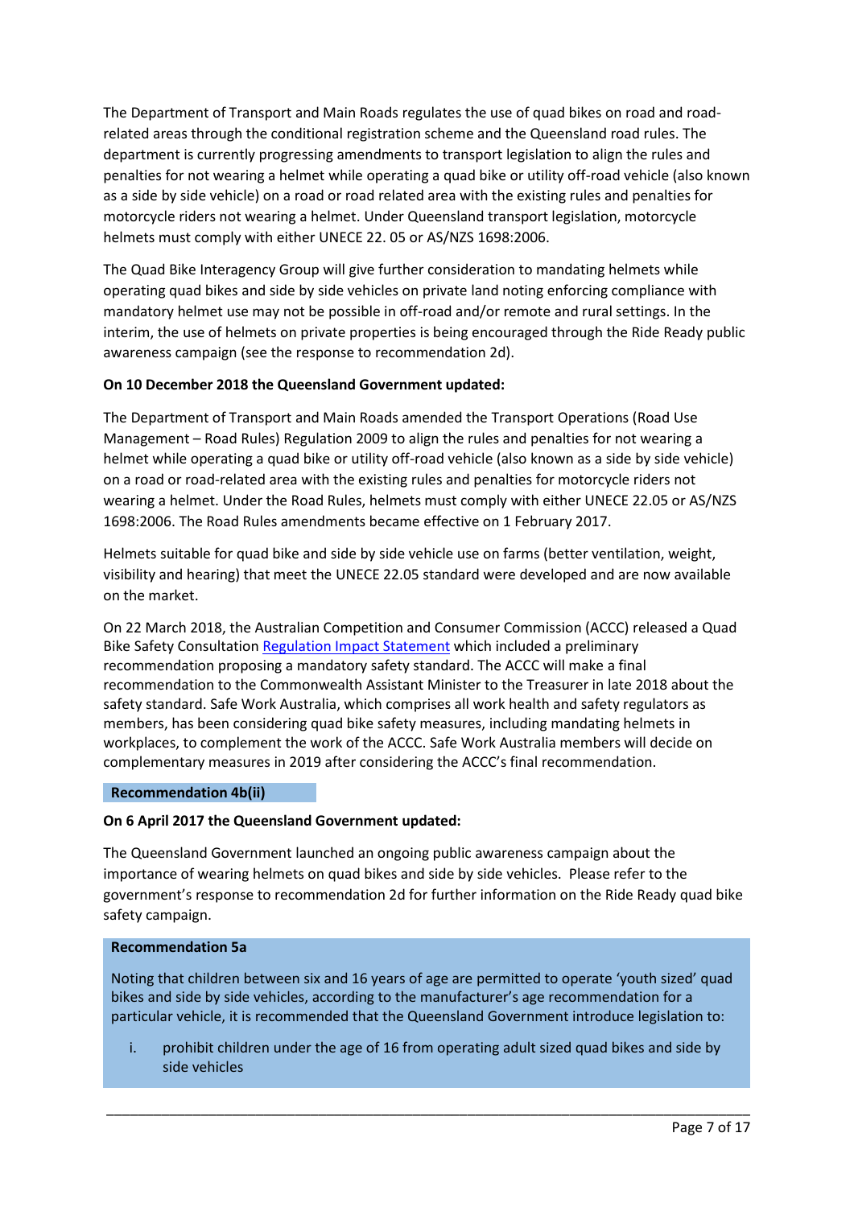The Department of Transport and Main Roads regulates the use of quad bikes on road and road-related areas through the conditional registration scheme and the Queensland road rules. The department is currently progressing amendments to transport legislation to align the rules and penalties for not wearing a helmet while operating a quad bike or utility off-road vehicle (also known as a side by side vehicle) on a road or road related area with the existing rules and penalties for motorcycle riders not wearing a helmet. Under Queensland transport legislation, motorcycle helmets must comply with either UNECE 22. 05 or AS/NZS 1698:2006.

The Quad Bike Interagency Group will give further consideration to mandating helmets while operating quad bikes and side by side vehicles on private land noting enforcing compliance with mandatory helmet use may not be possible in off-road and/or remote and rural settings. In the interim, the use of helmets on private properties is being encouraged through the Ride Ready public awareness campaign (see the response to recommendation 2d).

**On 10 December 2018 the Queensland Government updated:**

The Department of Transport and Main Roads amended the Transport Operations (Road Use Management – Road Rules) Regulation 2009 to align the rules and penalties for not wearing a helmet while operating a quad bike or utility off-road vehicle (also known as a side by side vehicle) on a road or road-related area with the existing rules and penalties for motorcycle riders not wearing a helmet. Under the Road Rules, helmets must comply with either UNECE 22.05 or AS/NZS 1698:2006. The Road Rules amendments became effective on 1 February 2017.

Helmets suitable for quad bike and side by side vehicle use on farms (better ventilation, weight, visibility and hearing) that meet the UNECE 22.05 standard were developed and are now available on the market.

On 22 March 2018, the Australian Competition and Consumer Commission (ACCC) released a Quad Bike Safety Consultation Regulation Impact Statement which included a preliminary recommendation proposing a mandatory safety standard. The ACCC will make a final recommendation to the Commonwealth Assistant Minister to the Treasurer in late 2018 about the safety standard. Safe Work Australia, which comprises all work health and safety regulators as members, has been considering quad bike safety measures, including mandating helmets in workplaces, to complement the work of the ACCC. Safe Work Australia members will decide on complementary measures in 2019 after considering the ACCC's final recommendation.

**Recommendation 4b(ii)**

**On 6 April 2017 the Queensland Government updated:**

The Queensland Government launched an ongoing public awareness campaign about the importance of wearing helmets on quad bikes and side by side vehicles. Please refer to the government's response to recommendation 2d for further information on the Ride Ready quad bike safety campaign.

**Recommendation 5a**

Noting that children between six and 16 years of age are permitted to operate 'youth sized' quad bikes and side by side vehicles, according to the manufacturer's age recommendation for a particular vehicle, it is recommended that the Queensland Government introduce legislation to:

i. prohibit children under the age of 16 from operating adult sized quad bikes and side by side vehicles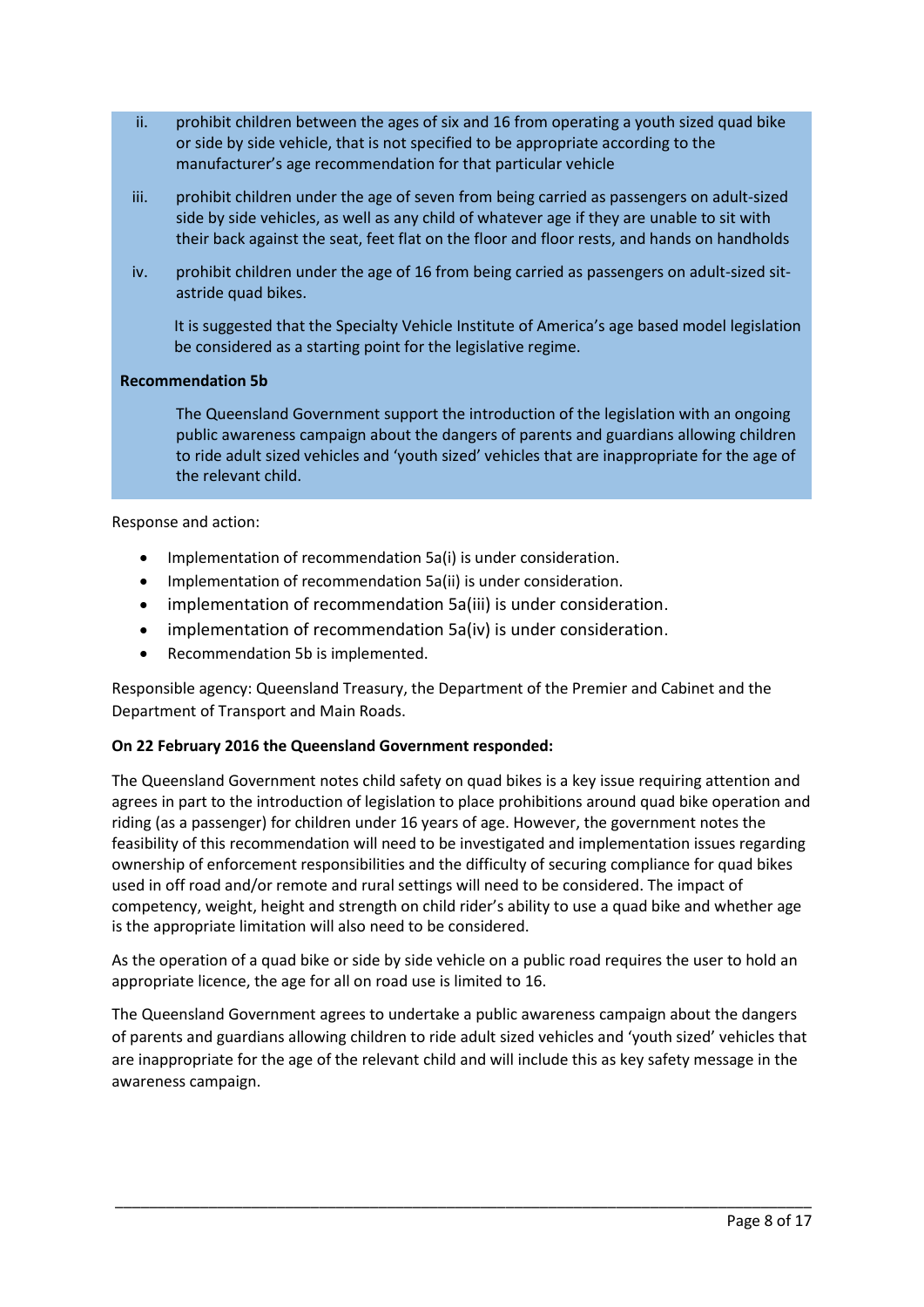ii. prohibit children between the ages of six and 16 from operating a youth sized quad bike or side by side vehicle, that is not specified to be appropriate according to the manufacturer's age recommendation for that particular vehicle

iii. prohibit children under the age of seven from being carried as passengers on adult-sized side by side vehicles, as well as any child of whatever age if they are unable to sit with their back against the seat, feet flat on the floor and floor rests, and hands on handholds

iv. prohibit children under the age of 16 from being carried as passengers on adult-sized sit-astride quad bikes.

It is suggested that the Specialty Vehicle Institute of America's age based model legislation be considered as a starting point for the legislative regime.

**Recommendation 5b**

The Queensland Government support the introduction of the legislation with an ongoing public awareness campaign about the dangers of parents and guardians allowing children to ride adult sized vehicles and 'youth sized' vehicles that are inappropriate for the age of the relevant child.

Response and action:

- Implementation of recommendation 5a(i) is under consideration.
- Implementation of recommendation 5a(ii) is under consideration.
- implementation of recommendation 5a(iii) is under consideration.
- implementation of recommendation 5a(iv) is under consideration.
- Recommendation 5b is implemented.

Responsible agency: Queensland Treasury, the Department of the Premier and Cabinet and the Department of Transport and Main Roads.

**On 22 February 2016 the Queensland Government responded:**

The Queensland Government notes child safety on quad bikes is a key issue requiring attention and agrees in part to the introduction of legislation to place prohibitions around quad bike operation and riding (as a passenger) for children under 16 years of age. However, the government notes the feasibility of this recommendation will need to be investigated and implementation issues regarding ownership of enforcement responsibilities and the difficulty of securing compliance for quad bikes used in off road and/or remote and rural settings will need to be considered. The impact of competency, weight, height and strength on child rider's ability to use a quad bike and whether age is the appropriate limitation will also need to be considered.

As the operation of a quad bike or side by side vehicle on a public road requires the user to hold an appropriate licence, the age for all on road use is limited to 16.

The Queensland Government agrees to undertake a public awareness campaign about the dangers of parents and guardians allowing children to ride adult sized vehicles and 'youth sized' vehicles that are inappropriate for the age of the relevant child and will include this as key safety message in the awareness campaign.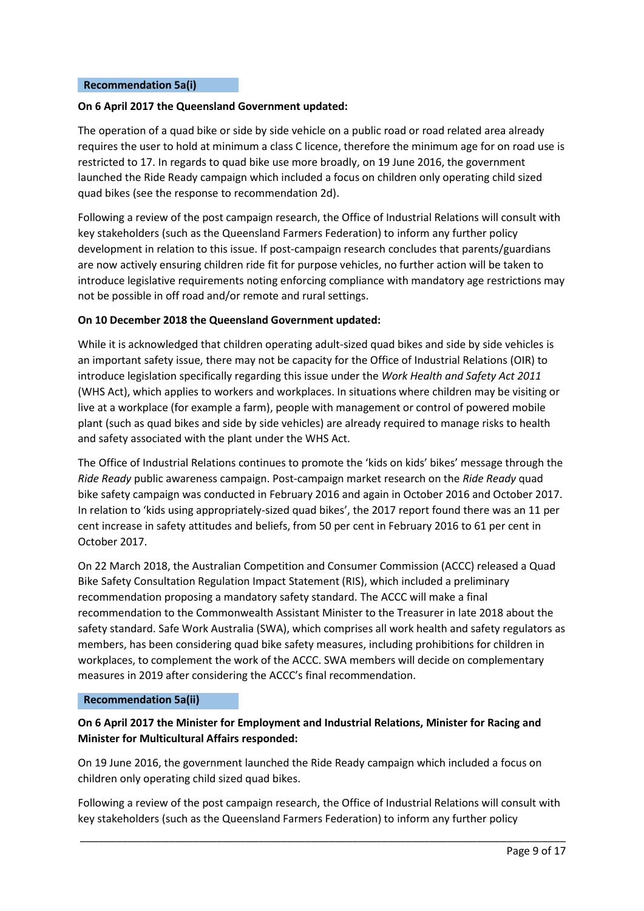**Recommendation 5a(i)**

**On 6 April 2017 the Queensland Government updated:**

The operation of a quad bike or side by side vehicle on a public road or road related area already requires the user to hold at minimum a class C licence, therefore the minimum age for on road use is restricted to 17. In regards to quad bike use more broadly, on 19 June 2016, the government launched the Ride Ready campaign which included a focus on children only operating child sized quad bikes (see the response to recommendation 2d).

Following a review of the post campaign research, the Office of Industrial Relations will consult with key stakeholders (such as the Queensland Farmers Federation) to inform any further policy development in relation to this issue. If post-campaign research concludes that parents/guardians are now actively ensuring children ride fit for purpose vehicles, no further action will be taken to introduce legislative requirements noting enforcing compliance with mandatory age restrictions may not be possible in off road and/or remote and rural settings.

**On 10 December 2018 the Queensland Government updated:**

While it is acknowledged that children operating adult-sized quad bikes and side by side vehicles is an important safety issue, there may not be capacity for the Office of Industrial Relations (OIR) to introduce legislation specifically regarding this issue under the *Work Health and Safety Act 2011* (WHS Act), which applies to workers and workplaces. In situations where children may be visiting or live at a workplace (for example a farm), people with management or control of powered mobile plant (such as quad bikes and side by side vehicles) are already required to manage risks to health and safety associated with the plant under the WHS Act.

The Office of Industrial Relations continues to promote the 'kids on kids' bikes' message through the *Ride Ready* public awareness campaign. Post-campaign market research on the *Ride Ready* quad bike safety campaign was conducted in February 2016 and again in October 2016 and October 2017. In relation to 'kids using appropriately-sized quad bikes', the 2017 report found there was an 11 per cent increase in safety attitudes and beliefs, from 50 per cent in February 2016 to 61 per cent in October 2017.

On 22 March 2018, the Australian Competition and Consumer Commission (ACCC) released a Quad Bike Safety Consultation Regulation Impact Statement (RIS), which included a preliminary recommendation proposing a mandatory safety standard. The ACCC will make a final recommendation to the Commonwealth Assistant Minister to the Treasurer in late 2018 about the safety standard. Safe Work Australia (SWA), which comprises all work health and safety regulators as members, has been considering quad bike safety measures, including prohibitions for children in workplaces, to complement the work of the ACCC. SWA members will decide on complementary measures in 2019 after considering the ACCC's final recommendation.

**Recommendation 5a(ii)**

**On 6 April 2017 the Minister for Employment and Industrial Relations, Minister for Racing and Minister for Multicultural Affairs responded:**

On 19 June 2016, the government launched the Ride Ready campaign which included a focus on children only operating child sized quad bikes.

Following a review of the post campaign research, the Office of Industrial Relations will consult with key stakeholders (such as the Queensland Farmers Federation) to inform any further policy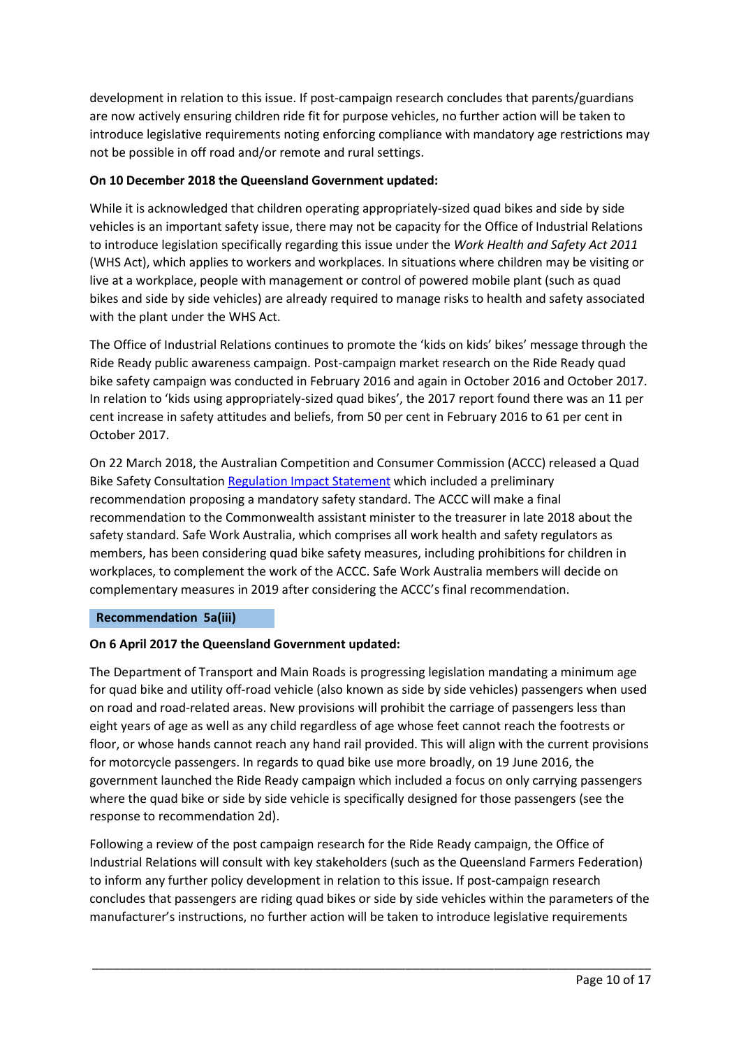development in relation to this issue. If post-campaign research concludes that parents/guardians are now actively ensuring children ride fit for purpose vehicles, no further action will be taken to introduce legislative requirements noting enforcing compliance with mandatory age restrictions may not be possible in off road and/or remote and rural settings.

**On 10 December 2018 the Queensland Government updated:**

While it is acknowledged that children operating appropriately-sized quad bikes and side by side vehicles is an important safety issue, there may not be capacity for the Office of Industrial Relations to introduce legislation specifically regarding this issue under the *Work Health and Safety Act 2011* (WHS Act), which applies to workers and workplaces. In situations where children may be visiting or live at a workplace, people with management or control of powered mobile plant (such as quad bikes and side by side vehicles) are already required to manage risks to health and safety associated with the plant under the WHS Act.

The Office of Industrial Relations continues to promote the 'kids on kids' bikes' message through the Ride Ready public awareness campaign. Post-campaign market research on the Ride Ready quad bike safety campaign was conducted in February 2016 and again in October 2016 and October 2017. In relation to 'kids using appropriately-sized quad bikes', the 2017 report found there was an 11 per cent increase in safety attitudes and beliefs, from 50 per cent in February 2016 to 61 per cent in October 2017.

On 22 March 2018, the Australian Competition and Consumer Commission (ACCC) released a Quad Bike Safety Consultation Regulation Impact Statement which included a preliminary recommendation proposing a mandatory safety standard. The ACCC will make a final recommendation to the Commonwealth assistant minister to the treasurer in late 2018 about the safety standard. Safe Work Australia, which comprises all work health and safety regulators as members, has been considering quad bike safety measures, including prohibitions for children in workplaces, to complement the work of the ACCC. Safe Work Australia members will decide on complementary measures in 2019 after considering the ACCC's final recommendation.

**Recommendation 5a(iii)**

**On 6 April 2017 the Queensland Government updated:**

The Department of Transport and Main Roads is progressing legislation mandating a minimum age for quad bike and utility off-road vehicle (also known as side by side vehicles) passengers when used on road and road-related areas. New provisions will prohibit the carriage of passengers less than eight years of age as well as any child regardless of age whose feet cannot reach the footrests or floor, or whose hands cannot reach any hand rail provided. This will align with the current provisions for motorcycle passengers. In regards to quad bike use more broadly, on 19 June 2016, the government launched the Ride Ready campaign which included a focus on only carrying passengers where the quad bike or side by side vehicle is specifically designed for those passengers (see the response to recommendation 2d).

Following a review of the post campaign research for the Ride Ready campaign, the Office of Industrial Relations will consult with key stakeholders (such as the Queensland Farmers Federation) to inform any further policy development in relation to this issue. If post-campaign research concludes that passengers are riding quad bikes or side by side vehicles within the parameters of the manufacturer's instructions, no further action will be taken to introduce legislative requirements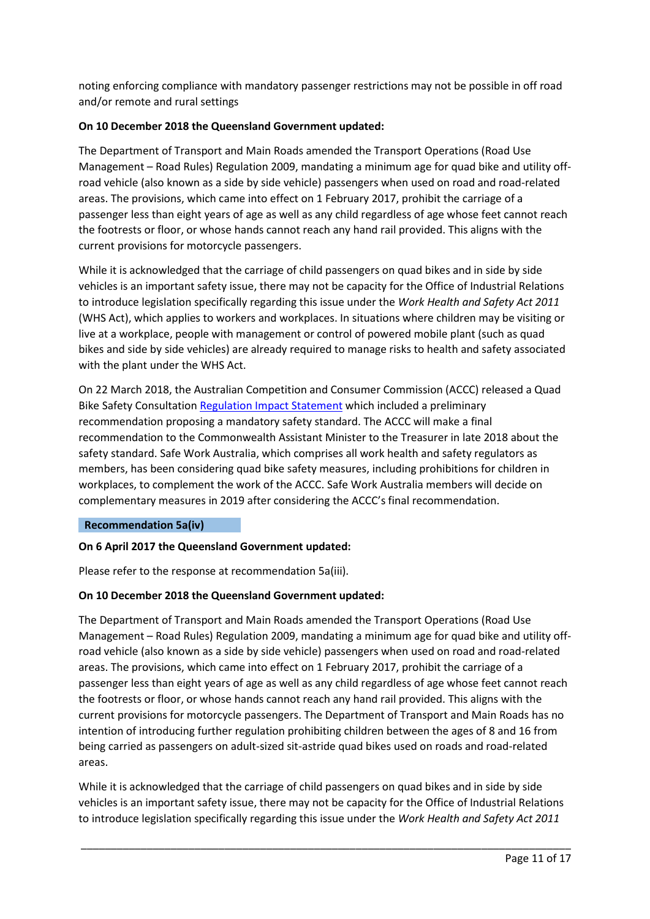noting enforcing compliance with mandatory passenger restrictions may not be possible in off road and/or remote and rural settings

**On 10 December 2018 the Queensland Government updated:**

The Department of Transport and Main Roads amended the Transport Operations (Road Use Management – Road Rules) Regulation 2009, mandating a minimum age for quad bike and utility off-road vehicle (also known as a side by side vehicle) passengers when used on road and road-related areas. The provisions, which came into effect on 1 February 2017, prohibit the carriage of a passenger less than eight years of age as well as any child regardless of age whose feet cannot reach the footrests or floor, or whose hands cannot reach any hand rail provided. This aligns with the current provisions for motorcycle passengers.

While it is acknowledged that the carriage of child passengers on quad bikes and in side by side vehicles is an important safety issue, there may not be capacity for the Office of Industrial Relations to introduce legislation specifically regarding this issue under the *Work Health and Safety Act 2011* (WHS Act), which applies to workers and workplaces. In situations where children may be visiting or live at a workplace, people with management or control of powered mobile plant (such as quad bikes and side by side vehicles) are already required to manage risks to health and safety associated with the plant under the WHS Act.

On 22 March 2018, the Australian Competition and Consumer Commission (ACCC) released a Quad Bike Safety Consultation Regulation Impact Statement which included a preliminary recommendation proposing a mandatory safety standard. The ACCC will make a final recommendation to the Commonwealth Assistant Minister to the Treasurer in late 2018 about the safety standard. Safe Work Australia, which comprises all work health and safety regulators as members, has been considering quad bike safety measures, including prohibitions for children in workplaces, to complement the work of the ACCC. Safe Work Australia members will decide on complementary measures in 2019 after considering the ACCC's final recommendation.

**Recommendation 5a(iv)**

**On 6 April 2017 the Queensland Government updated:**

Please refer to the response at recommendation 5a(iii).

**On 10 December 2018 the Queensland Government updated:**

The Department of Transport and Main Roads amended the Transport Operations (Road Use Management – Road Rules) Regulation 2009, mandating a minimum age for quad bike and utility off-road vehicle (also known as a side by side vehicle) passengers when used on road and road-related areas. The provisions, which came into effect on 1 February 2017, prohibit the carriage of a passenger less than eight years of age as well as any child regardless of age whose feet cannot reach the footrests or floor, or whose hands cannot reach any hand rail provided. This aligns with the current provisions for motorcycle passengers. The Department of Transport and Main Roads has no intention of introducing further regulation prohibiting children between the ages of 8 and 16 from being carried as passengers on adult-sized sit-astride quad bikes used on roads and road-related areas.

While it is acknowledged that the carriage of child passengers on quad bikes and in side by side vehicles is an important safety issue, there may not be capacity for the Office of Industrial Relations to introduce legislation specifically regarding this issue under the *Work Health and Safety Act 2011*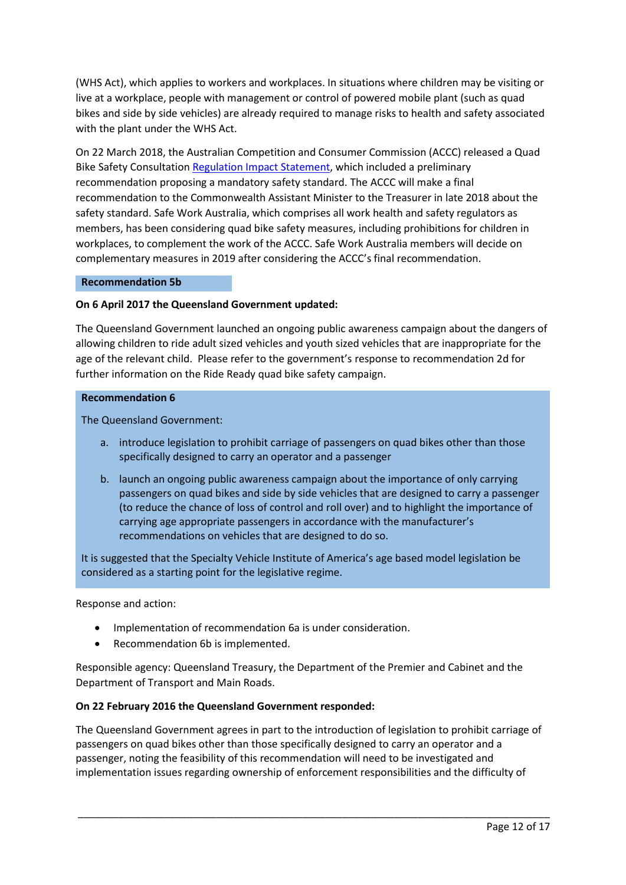(WHS Act), which applies to workers and workplaces. In situations where children may be visiting or live at a workplace, people with management or control of powered mobile plant (such as quad bikes and side by side vehicles) are already required to manage risks to health and safety associated with the plant under the WHS Act.

On 22 March 2018, the Australian Competition and Consumer Commission (ACCC) released a Quad Bike Safety Consultation Regulation Impact Statement, which included a preliminary recommendation proposing a mandatory safety standard. The ACCC will make a final recommendation to the Commonwealth Assistant Minister to the Treasurer in late 2018 about the safety standard. Safe Work Australia, which comprises all work health and safety regulators as members, has been considering quad bike safety measures, including prohibitions for children in workplaces, to complement the work of the ACCC. Safe Work Australia members will decide on complementary measures in 2019 after considering the ACCC's final recommendation.

**Recommendation 5b**

**On 6 April 2017 the Queensland Government updated:**

The Queensland Government launched an ongoing public awareness campaign about the dangers of allowing children to ride adult sized vehicles and youth sized vehicles that are inappropriate for the age of the relevant child. Please refer to the government's response to recommendation 2d for further information on the Ride Ready quad bike safety campaign.

**Recommendation 6**

The Queensland Government:

a. introduce legislation to prohibit carriage of passengers on quad bikes other than those specifically designed to carry an operator and a passenger

b. launch an ongoing public awareness campaign about the importance of only carrying passengers on quad bikes and side by side vehicles that are designed to carry a passenger (to reduce the chance of loss of control and roll over) and to highlight the importance of carrying age appropriate passengers in accordance with the manufacturer's recommendations on vehicles that are designed to do so.

It is suggested that the Specialty Vehicle Institute of America's age based model legislation be considered as a starting point for the legislative regime.

Response and action:

- Implementation of recommendation 6a is under consideration.
- Recommendation 6b is implemented.

Responsible agency: Queensland Treasury, the Department of the Premier and Cabinet and the Department of Transport and Main Roads.

**On 22 February 2016 the Queensland Government responded:**

The Queensland Government agrees in part to the introduction of legislation to prohibit carriage of passengers on quad bikes other than those specifically designed to carry an operator and a passenger, noting the feasibility of this recommendation will need to be investigated and implementation issues regarding ownership of enforcement responsibilities and the difficulty of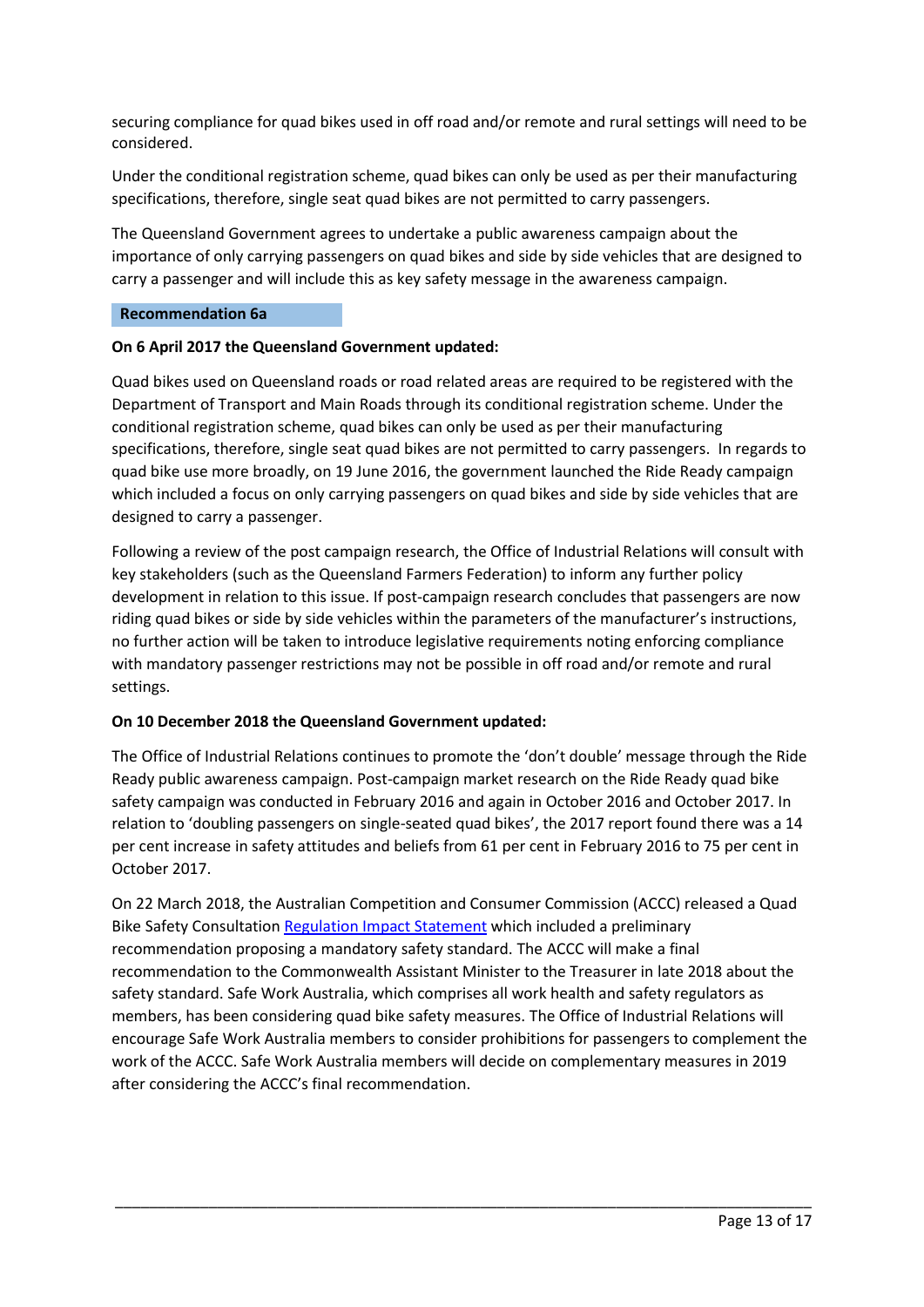securing compliance for quad bikes used in off road and/or remote and rural settings will need to be considered.

Under the conditional registration scheme, quad bikes can only be used as per their manufacturing specifications, therefore, single seat quad bikes are not permitted to carry passengers.

The Queensland Government agrees to undertake a public awareness campaign about the importance of only carrying passengers on quad bikes and side by side vehicles that are designed to carry a passenger and will include this as key safety message in the awareness campaign.

### Recommendation 6a

**On 6 April 2017 the Queensland Government updated:**

Quad bikes used on Queensland roads or road related areas are required to be registered with the Department of Transport and Main Roads through its conditional registration scheme. Under the conditional registration scheme, quad bikes can only be used as per their manufacturing specifications, therefore, single seat quad bikes are not permitted to carry passengers. In regards to quad bike use more broadly, on 19 June 2016, the government launched the Ride Ready campaign which included a focus on only carrying passengers on quad bikes and side by side vehicles that are designed to carry a passenger.

Following a review of the post campaign research, the Office of Industrial Relations will consult with key stakeholders (such as the Queensland Farmers Federation) to inform any further policy development in relation to this issue. If post-campaign research concludes that passengers are now riding quad bikes or side by side vehicles within the parameters of the manufacturer's instructions, no further action will be taken to introduce legislative requirements noting enforcing compliance with mandatory passenger restrictions may not be possible in off road and/or remote and rural settings.

**On 10 December 2018 the Queensland Government updated:**

The Office of Industrial Relations continues to promote the 'don't double' message through the Ride Ready public awareness campaign. Post-campaign market research on the Ride Ready quad bike safety campaign was conducted in February 2016 and again in October 2016 and October 2017. In relation to 'doubling passengers on single-seated quad bikes', the 2017 report found there was a 14 per cent increase in safety attitudes and beliefs from 61 per cent in February 2016 to 75 per cent in October 2017.

On 22 March 2018, the Australian Competition and Consumer Commission (ACCC) released a Quad Bike Safety Consultation Regulation Impact Statement which included a preliminary recommendation proposing a mandatory safety standard. The ACCC will make a final recommendation to the Commonwealth Assistant Minister to the Treasurer in late 2018 about the safety standard. Safe Work Australia, which comprises all work health and safety regulators as members, has been considering quad bike safety measures. The Office of Industrial Relations will encourage Safe Work Australia members to consider prohibitions for passengers to complement the work of the ACCC. Safe Work Australia members will decide on complementary measures in 2019 after considering the ACCC's final recommendation.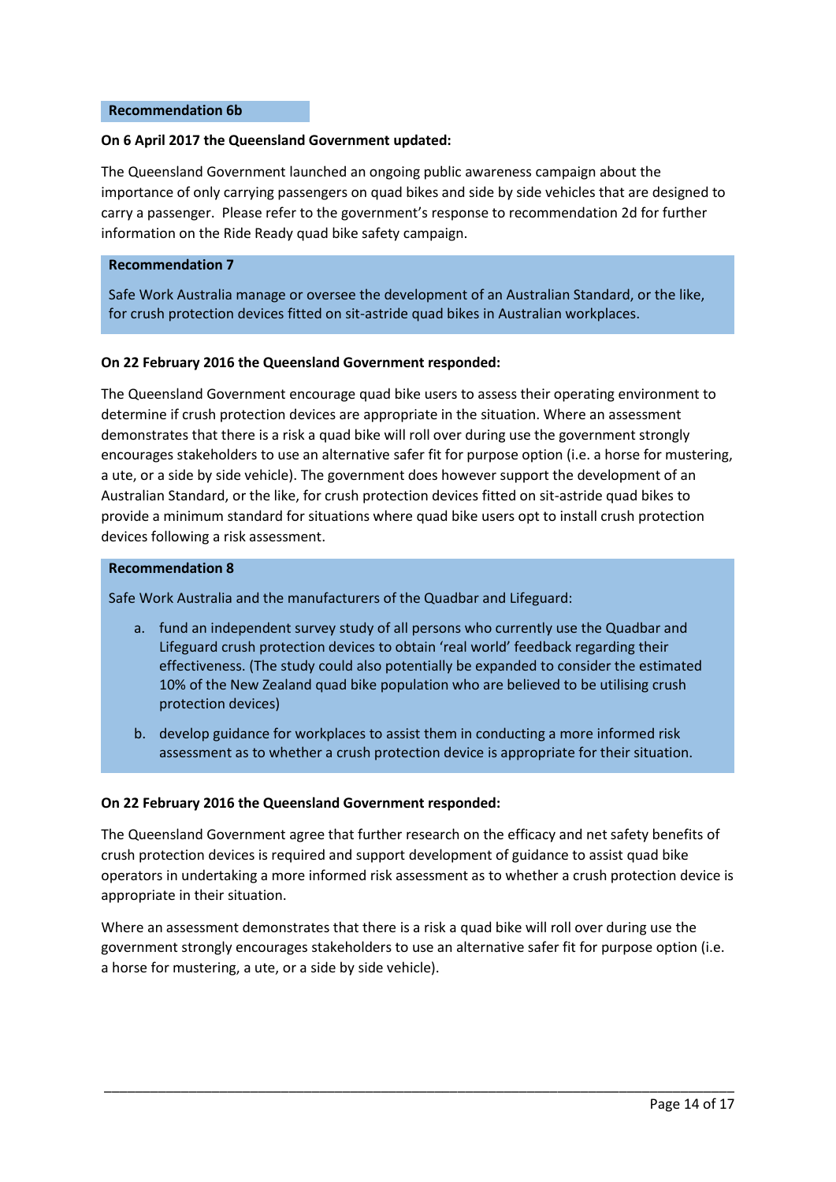**Recommendation 6b**

**On 6 April 2017 the Queensland Government updated:**

The Queensland Government launched an ongoing public awareness campaign about the importance of only carrying passengers on quad bikes and side by side vehicles that are designed to carry a passenger. Please refer to the government's response to recommendation 2d for further information on the Ride Ready quad bike safety campaign.

**Recommendation 7**

Safe Work Australia manage or oversee the development of an Australian Standard, or the like, for crush protection devices fitted on sit-astride quad bikes in Australian workplaces.

**On 22 February 2016 the Queensland Government responded:**

The Queensland Government encourage quad bike users to assess their operating environment to determine if crush protection devices are appropriate in the situation. Where an assessment demonstrates that there is a risk a quad bike will roll over during use the government strongly encourages stakeholders to use an alternative safer fit for purpose option (i.e. a horse for mustering, a ute, or a side by side vehicle). The government does however support the development of an Australian Standard, or the like, for crush protection devices fitted on sit-astride quad bikes to provide a minimum standard for situations where quad bike users opt to install crush protection devices following a risk assessment.

**Recommendation 8**

Safe Work Australia and the manufacturers of the Quadbar and Lifeguard:

a. fund an independent survey study of all persons who currently use the Quadbar and Lifeguard crush protection devices to obtain 'real world' feedback regarding their effectiveness. (The study could also potentially be expanded to consider the estimated 10% of the New Zealand quad bike population who are believed to be utilising crush protection devices)

b. develop guidance for workplaces to assist them in conducting a more informed risk assessment as to whether a crush protection device is appropriate for their situation.

**On 22 February 2016 the Queensland Government responded:**

The Queensland Government agree that further research on the efficacy and net safety benefits of crush protection devices is required and support development of guidance to assist quad bike operators in undertaking a more informed risk assessment as to whether a crush protection device is appropriate in their situation.

Where an assessment demonstrates that there is a risk a quad bike will roll over during use the government strongly encourages stakeholders to use an alternative safer fit for purpose option (i.e. a horse for mustering, a ute, or a side by side vehicle).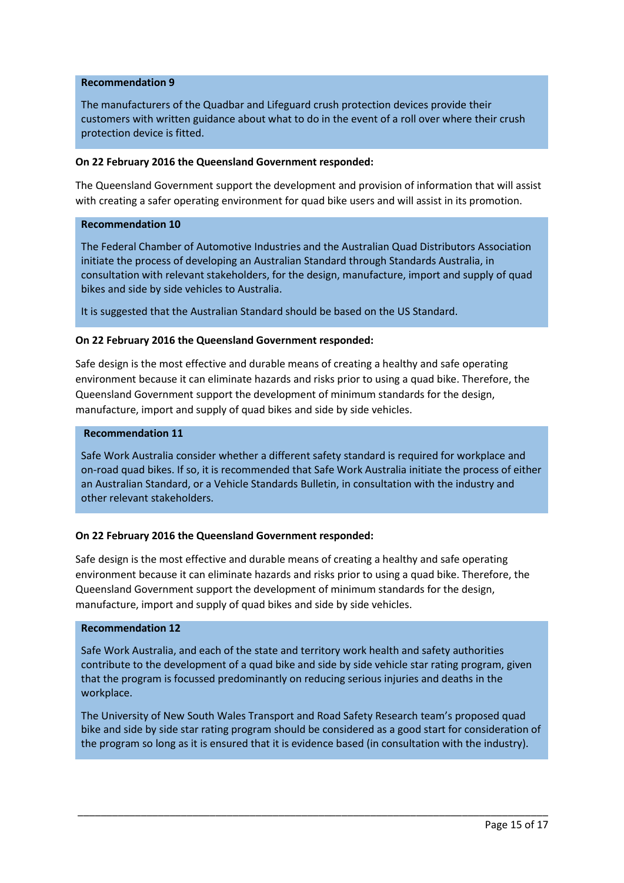**Recommendation 9**

The manufacturers of the Quadbar and Lifeguard crush protection devices provide their customers with written guidance about what to do in the event of a roll over where their crush protection device is fitted.

**On 22 February 2016 the Queensland Government responded:**

The Queensland Government support the development and provision of information that will assist with creating a safer operating environment for quad bike users and will assist in its promotion.

**Recommendation 10**

The Federal Chamber of Automotive Industries and the Australian Quad Distributors Association initiate the process of developing an Australian Standard through Standards Australia, in consultation with relevant stakeholders, for the design, manufacture, import and supply of quad bikes and side by side vehicles to Australia.

It is suggested that the Australian Standard should be based on the US Standard.

**On 22 February 2016 the Queensland Government responded:**

Safe design is the most effective and durable means of creating a healthy and safe operating environment because it can eliminate hazards and risks prior to using a quad bike. Therefore, the Queensland Government support the development of minimum standards for the design, manufacture, import and supply of quad bikes and side by side vehicles.

**Recommendation 11**

Safe Work Australia consider whether a different safety standard is required for workplace and on-road quad bikes. If so, it is recommended that Safe Work Australia initiate the process of either an Australian Standard, or a Vehicle Standards Bulletin, in consultation with the industry and other relevant stakeholders.

**On 22 February 2016 the Queensland Government responded:**

Safe design is the most effective and durable means of creating a healthy and safe operating environment because it can eliminate hazards and risks prior to using a quad bike. Therefore, the Queensland Government support the development of minimum standards for the design, manufacture, import and supply of quad bikes and side by side vehicles.

**Recommendation 12**

Safe Work Australia, and each of the state and territory work health and safety authorities contribute to the development of a quad bike and side by side vehicle star rating program, given that the program is focussed predominantly on reducing serious injuries and deaths in the workplace.

The University of New South Wales Transport and Road Safety Research team's proposed quad bike and side by side star rating program should be considered as a good start for consideration of the program so long as it is ensured that it is evidence based (in consultation with the industry).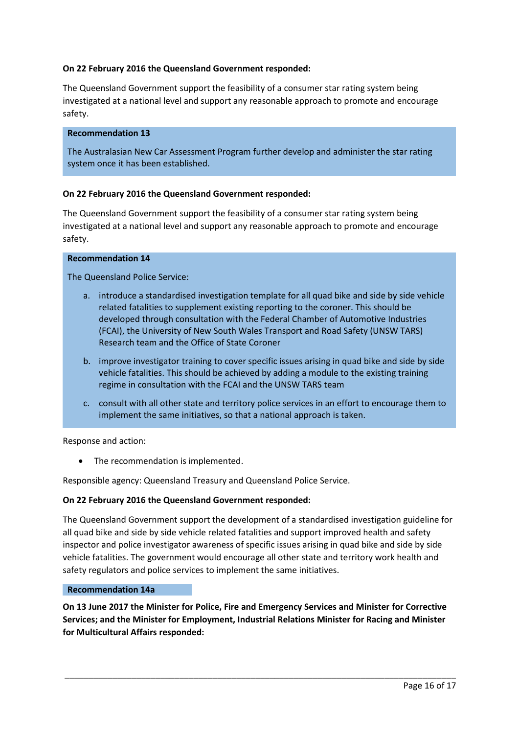**On 22 February 2016 the Queensland Government responded:**

The Queensland Government support the feasibility of a consumer star rating system being investigated at a national level and support any reasonable approach to promote and encourage safety.

**Recommendation 13**

The Australasian New Car Assessment Program further develop and administer the star rating system once it has been established.

**On 22 February 2016 the Queensland Government responded:**

The Queensland Government support the feasibility of a consumer star rating system being investigated at a national level and support any reasonable approach to promote and encourage safety.

**Recommendation 14**

The Queensland Police Service:

a. introduce a standardised investigation template for all quad bike and side by side vehicle related fatalities to supplement existing reporting to the coroner. This should be developed through consultation with the Federal Chamber of Automotive Industries (FCAI), the University of New South Wales Transport and Road Safety (UNSW TARS) Research team and the Office of State Coroner

b. improve investigator training to cover specific issues arising in quad bike and side by side vehicle fatalities. This should be achieved by adding a module to the existing training regime in consultation with the FCAI and the UNSW TARS team

c. consult with all other state and territory police services in an effort to encourage them to implement the same initiatives, so that a national approach is taken.

Response and action:

- The recommendation is implemented.

Responsible agency: Queensland Treasury and Queensland Police Service.

**On 22 February 2016 the Queensland Government responded:**

The Queensland Government support the development of a standardised investigation guideline for all quad bike and side by side vehicle related fatalities and support improved health and safety inspector and police investigator awareness of specific issues arising in quad bike and side by side vehicle fatalities. The government would encourage all other state and territory work health and safety regulators and police services to implement the same initiatives.

**Recommendation 14a**

**On 13 June 2017 the Minister for Police, Fire and Emergency Services and Minister for Corrective Services; and the Minister for Employment, Industrial Relations Minister for Racing and Minister for Multicultural Affairs responded:**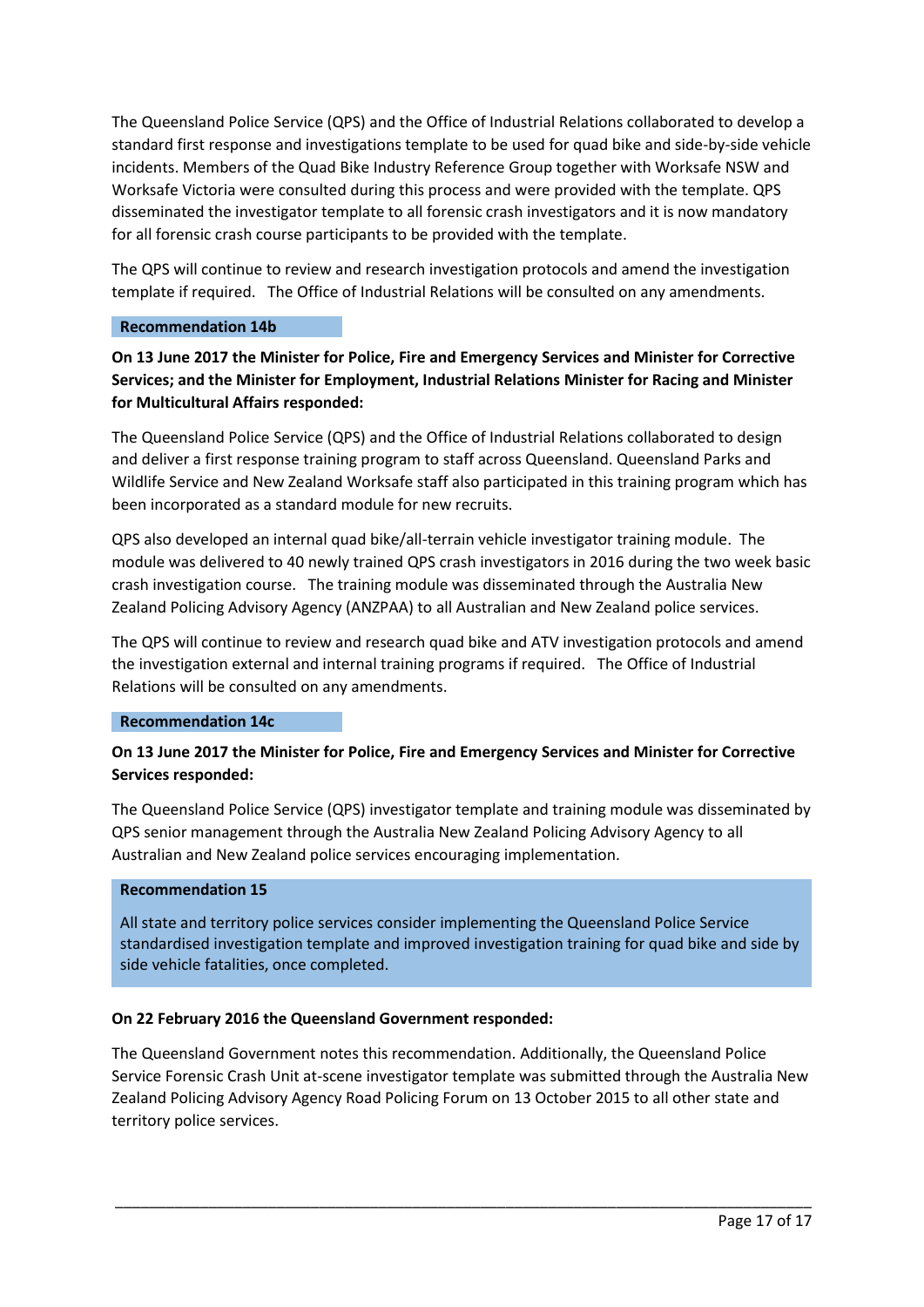The Queensland Police Service (QPS) and the Office of Industrial Relations collaborated to develop a standard first response and investigations template to be used for quad bike and side-by-side vehicle incidents. Members of the Quad Bike Industry Reference Group together with Worksafe NSW and Worksafe Victoria were consulted during this process and were provided with the template. QPS disseminated the investigator template to all forensic crash investigators and it is now mandatory for all forensic crash course participants to be provided with the template.

The QPS will continue to review and research investigation protocols and amend the investigation template if required. The Office of Industrial Relations will be consulted on any amendments.

**Recommendation 14b**

**On 13 June 2017 the Minister for Police, Fire and Emergency Services and Minister for Corrective Services; and the Minister for Employment, Industrial Relations Minister for Racing and Minister for Multicultural Affairs responded:**

The Queensland Police Service (QPS) and the Office of Industrial Relations collaborated to design and deliver a first response training program to staff across Queensland. Queensland Parks and Wildlife Service and New Zealand Worksafe staff also participated in this training program which has been incorporated as a standard module for new recruits.

QPS also developed an internal quad bike/all-terrain vehicle investigator training module. The module was delivered to 40 newly trained QPS crash investigators in 2016 during the two week basic crash investigation course. The training module was disseminated through the Australia New Zealand Policing Advisory Agency (ANZPAA) to all Australian and New Zealand police services.

The QPS will continue to review and research quad bike and ATV investigation protocols and amend the investigation external and internal training programs if required. The Office of Industrial Relations will be consulted on any amendments.

**Recommendation 14c**

**On 13 June 2017 the Minister for Police, Fire and Emergency Services and Minister for Corrective Services responded:**

The Queensland Police Service (QPS) investigator template and training module was disseminated by QPS senior management through the Australia New Zealand Policing Advisory Agency to all Australian and New Zealand police services encouraging implementation.

**Recommendation 15**

All state and territory police services consider implementing the Queensland Police Service standardised investigation template and improved investigation training for quad bike and side by side vehicle fatalities, once completed.

**On 22 February 2016 the Queensland Government responded:**

The Queensland Government notes this recommendation. Additionally, the Queensland Police Service Forensic Crash Unit at-scene investigator template was submitted through the Australia New Zealand Policing Advisory Agency Road Policing Forum on 13 October 2015 to all other state and territory police services.